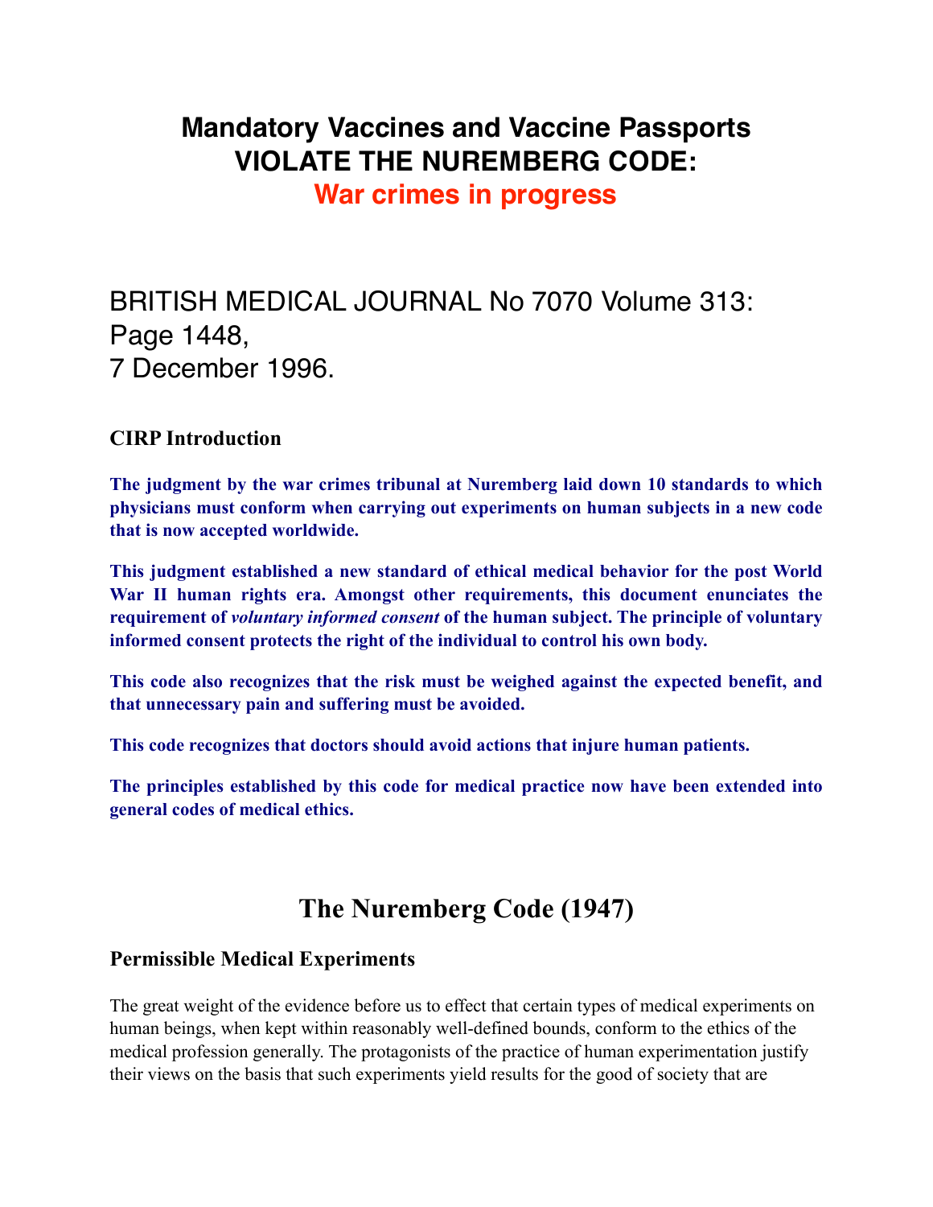# Mandatory Vaccines and Vaccine Passports VIOLATE THE NUREMBERG CODE:

## War crimes in progress

BRITISH MEDICAL JOURNAL No 7070 Volume 313: Page 1448,
7 December 1996.

### CIRP Introduction

**The judgment by the war crimes tribunal at Nuremberg laid down 10 standards to which physicians must conform when carrying out experiments on human subjects in a new code that is now accepted worldwide.**

**This judgment established a new standard of ethical medical behavior for the post World War II human rights era. Amongst other requirements, this document enunciates the requirement of *voluntary informed consent* of the human subject. The principle of voluntary informed consent protects the right of the individual to control his own body.**

**This code also recognizes that the risk must be weighed against the expected benefit, and that unnecessary pain and suffering must be avoided.**

**This code recognizes that doctors should avoid actions that injure human patients.**

**The principles established by this code for medical practice now have been extended into general codes of medical ethics.**

## The Nuremberg Code (1947)

### Permissible Medical Experiments

The great weight of the evidence before us to effect that certain types of medical experiments on human beings, when kept within reasonably well-defined bounds, conform to the ethics of the medical profession generally. The protagonists of the practice of human experimentation justify their views on the basis that such experiments yield results for the good of society that are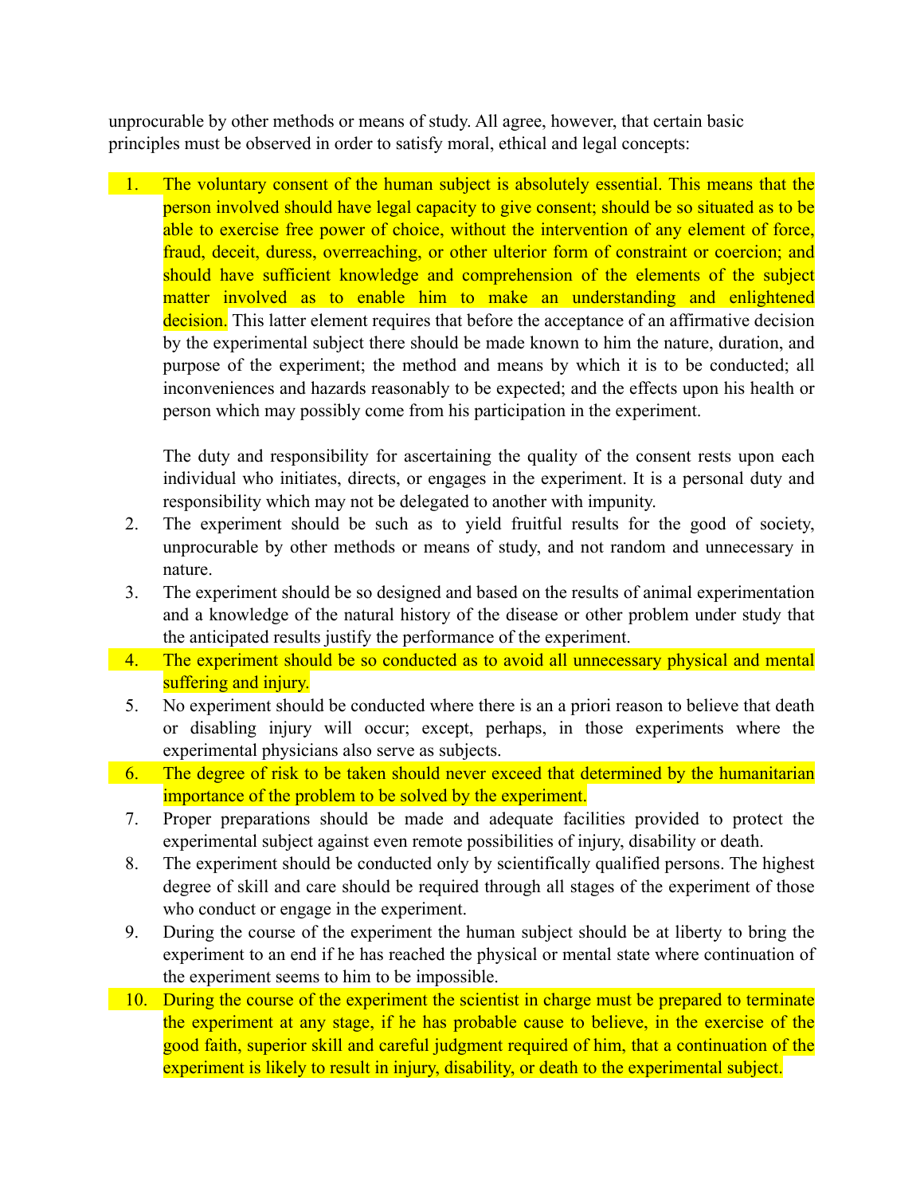unprocurable by other methods or means of study. All agree, however, that certain basic principles must be observed in order to satisfy moral, ethical and legal concepts:

1. The voluntary consent of the human subject is absolutely essential. This means that the person involved should have legal capacity to give consent; should be so situated as to be able to exercise free power of choice, without the intervention of any element of force, fraud, deceit, duress, overreaching, or other ulterior form of constraint or coercion; and should have sufficient knowledge and comprehension of the elements of the subject matter involved as to enable him to make an understanding and enlightened decision. This latter element requires that before the acceptance of an affirmative decision by the experimental subject there should be made known to him the nature, duration, and purpose of the experiment; the method and means by which it is to be conducted; all inconveniences and hazards reasonably to be expected; and the effects upon his health or person which may possibly come from his participation in the experiment.

   The duty and responsibility for ascertaining the quality of the consent rests upon each individual who initiates, directs, or engages in the experiment. It is a personal duty and responsibility which may not be delegated to another with impunity.
2. The experiment should be such as to yield fruitful results for the good of society, unprocurable by other methods or means of study, and not random and unnecessary in nature.
3. The experiment should be so designed and based on the results of animal experimentation and a knowledge of the natural history of the disease or other problem under study that the anticipated results justify the performance of the experiment.
4. The experiment should be so conducted as to avoid all unnecessary physical and mental suffering and injury.
5. No experiment should be conducted where there is an a priori reason to believe that death or disabling injury will occur; except, perhaps, in those experiments where the experimental physicians also serve as subjects.
6. The degree of risk to be taken should never exceed that determined by the humanitarian importance of the problem to be solved by the experiment.
7. Proper preparations should be made and adequate facilities provided to protect the experimental subject against even remote possibilities of injury, disability or death.
8. The experiment should be conducted only by scientifically qualified persons. The highest degree of skill and care should be required through all stages of the experiment of those who conduct or engage in the experiment.
9. During the course of the experiment the human subject should be at liberty to bring the experiment to an end if he has reached the physical or mental state where continuation of the experiment seems to him to be impossible.
10. During the course of the experiment the scientist in charge must be prepared to terminate the experiment at any stage, if he has probable cause to believe, in the exercise of the good faith, superior skill and careful judgment required of him, that a continuation of the experiment is likely to result in injury, disability, or death to the experimental subject.